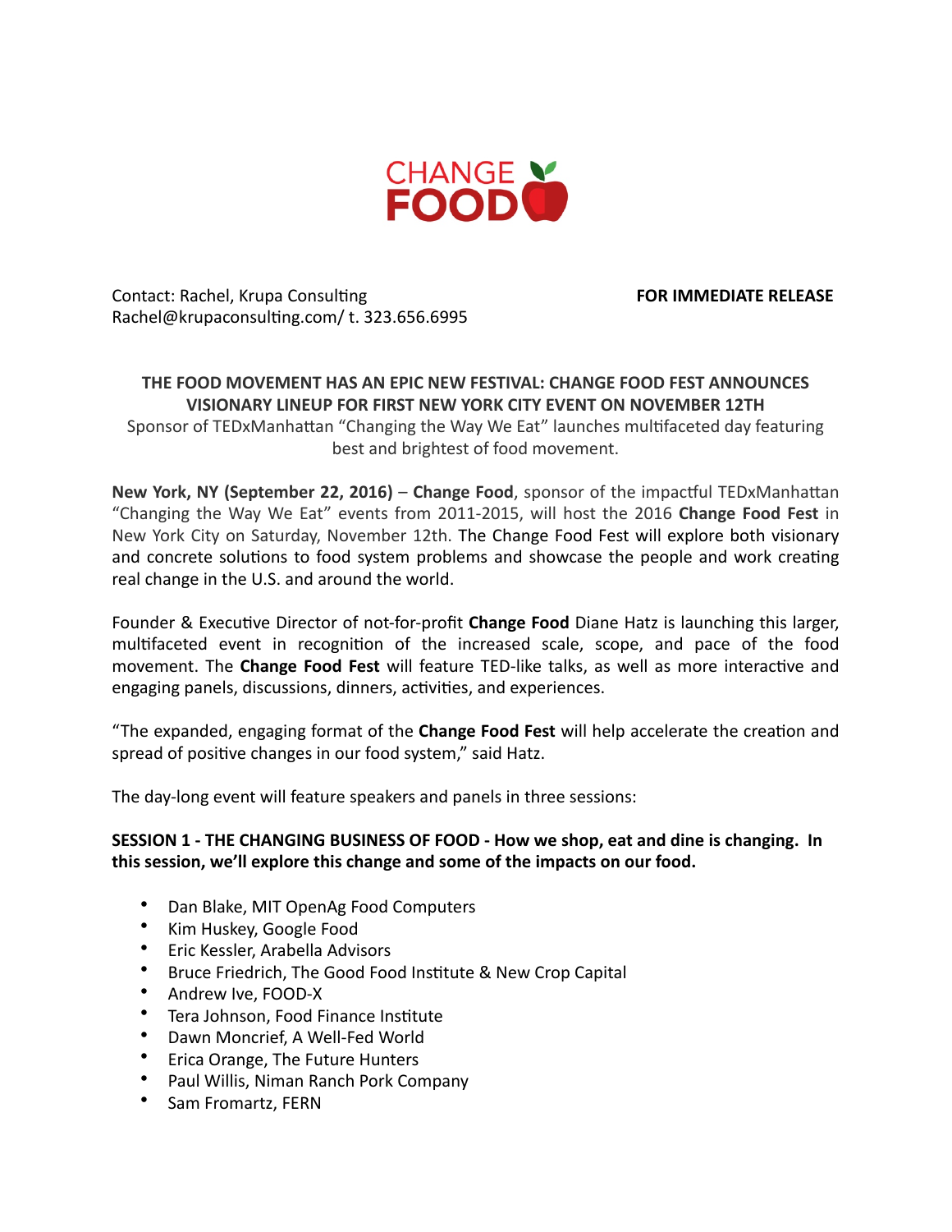CHANGE FOOD

Contact: Rachel, Krupa Consulting
Rachel@krupaconsulting.com/ t. 323.656.6995

**FOR IMMEDIATE RELEASE**

**THE FOOD MOVEMENT HAS AN EPIC NEW FESTIVAL: CHANGE FOOD FEST ANNOUNCES VISIONARY LINEUP FOR FIRST NEW YORK CITY EVENT ON NOVEMBER 12TH**

Sponsor of TEDxManhattan "Changing the Way We Eat" launches multifaceted day featuring best and brightest of food movement.

**New York, NY (September 22, 2016)** – **Change Food**, sponsor of the impactful TEDxManhattan "Changing the Way We Eat" events from 2011-2015, will host the 2016 **Change Food Fest** in New York City on Saturday, November 12th. The Change Food Fest will explore both visionary and concrete solutions to food system problems and showcase the people and work creating real change in the U.S. and around the world.

Founder & Executive Director of not-for-profit **Change Food** Diane Hatz is launching this larger, multifaceted event in recognition of the increased scale, scope, and pace of the food movement. The **Change Food Fest** will feature TED-like talks, as well as more interactive and engaging panels, discussions, dinners, activities, and experiences.

"The expanded, engaging format of the **Change Food Fest** will help accelerate the creation and spread of positive changes in our food system," said Hatz.

The day-long event will feature speakers and panels in three sessions:

**SESSION 1 - THE CHANGING BUSINESS OF FOOD - How we shop, eat and dine is changing. In this session, we'll explore this change and some of the impacts on our food.**

- Dan Blake, MIT OpenAg Food Computers
- Kim Huskey, Google Food
- Eric Kessler, Arabella Advisors
- Bruce Friedrich, The Good Food Institute & New Crop Capital
- Andrew Ive, FOOD-X
- Tera Johnson, Food Finance Institute
- Dawn Moncrief, A Well-Fed World
- Erica Orange, The Future Hunters
- Paul Willis, Niman Ranch Pork Company
- Sam Fromartz, FERN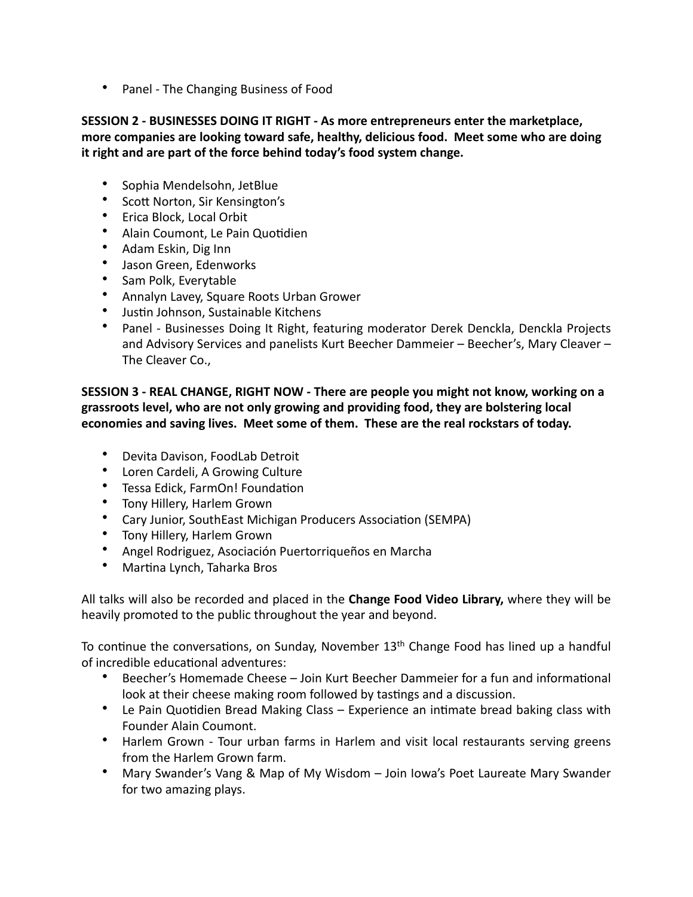- Panel - The Changing Business of Food

**SESSION 2 - BUSINESSES DOING IT RIGHT - As more entrepreneurs enter the marketplace, more companies are looking toward safe, healthy, delicious food. Meet some who are doing it right and are part of the force behind today's food system change.**

- Sophia Mendelsohn, JetBlue
- Scott Norton, Sir Kensington's
- Erica Block, Local Orbit
- Alain Coumont, Le Pain Quotidien
- Adam Eskin, Dig Inn
- Jason Green, Edenworks
- Sam Polk, Everytable
- Annalyn Lavey, Square Roots Urban Grower
- Justin Johnson, Sustainable Kitchens
- Panel - Businesses Doing It Right, featuring moderator Derek Denckla, Denckla Projects and Advisory Services and panelists Kurt Beecher Dammeier – Beecher's, Mary Cleaver – The Cleaver Co.,

**SESSION 3 - REAL CHANGE, RIGHT NOW - There are people you might not know, working on a grassroots level, who are not only growing and providing food, they are bolstering local economies and saving lives. Meet some of them. These are the real rockstars of today.**

- Devita Davison, FoodLab Detroit
- Loren Cardeli, A Growing Culture
- Tessa Edick, FarmOn! Foundation
- Tony Hillery, Harlem Grown
- Cary Junior, SouthEast Michigan Producers Association (SEMPA)
- Tony Hillery, Harlem Grown
- Angel Rodriguez, Asociación Puertorriqueños en Marcha
- Martina Lynch, Taharka Bros

All talks will also be recorded and placed in the **Change Food Video Library,** where they will be heavily promoted to the public throughout the year and beyond.

To continue the conversations, on Sunday, November 13th Change Food has lined up a handful of incredible educational adventures:

- Beecher's Homemade Cheese – Join Kurt Beecher Dammeier for a fun and informational look at their cheese making room followed by tastings and a discussion.
- Le Pain Quotidien Bread Making Class – Experience an intimate bread baking class with Founder Alain Coumont.
- Harlem Grown - Tour urban farms in Harlem and visit local restaurants serving greens from the Harlem Grown farm.
- Mary Swander's Vang & Map of My Wisdom – Join Iowa's Poet Laureate Mary Swander for two amazing plays.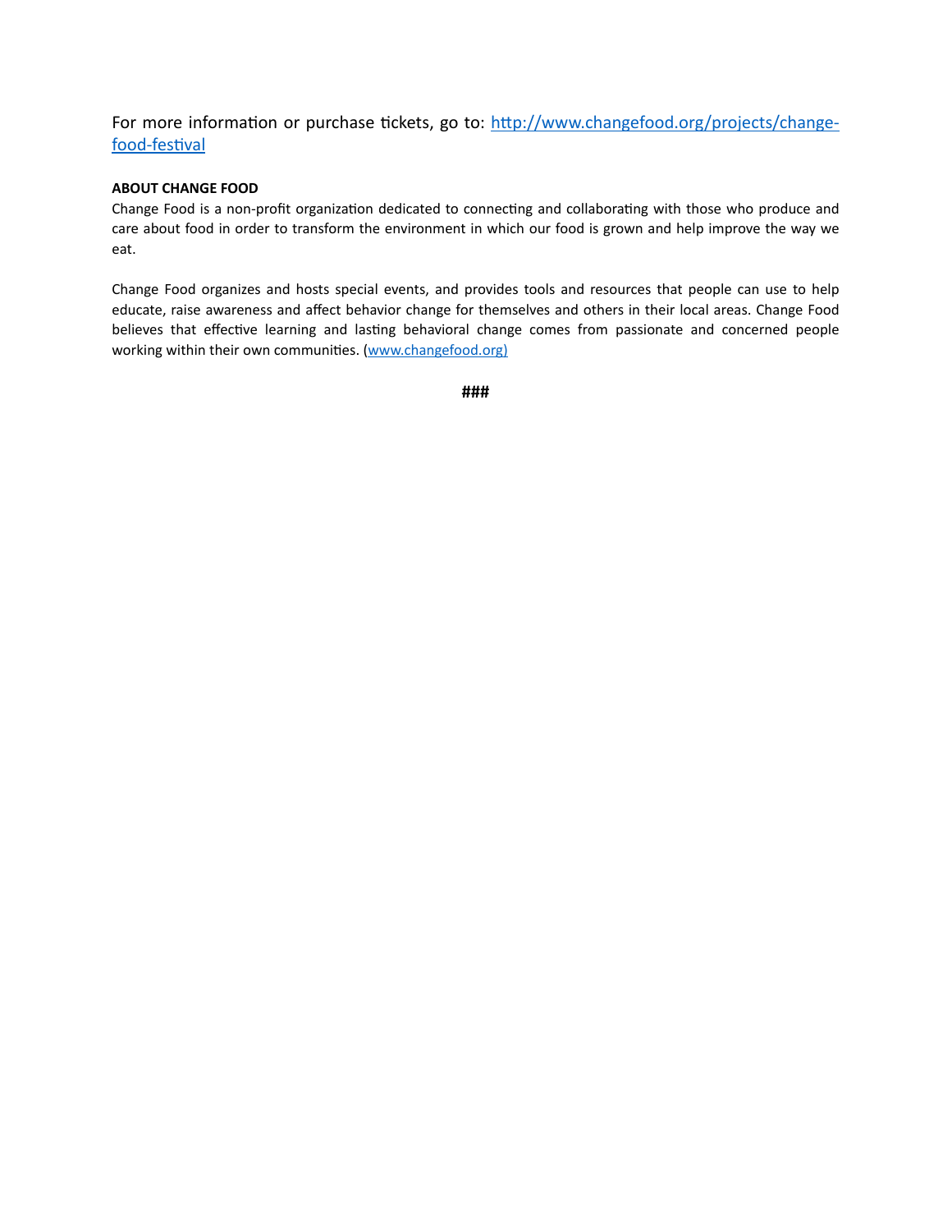For more information or purchase tickets, go to: [http://www.changefood.org/projects/change-food-festival](http://www.changefood.org/projects/change-food-festival)

**ABOUT CHANGE FOOD**

Change Food is a non-profit organization dedicated to connecting and collaborating with those who produce and care about food in order to transform the environment in which our food is grown and help improve the way we eat.

Change Food organizes and hosts special events, and provides tools and resources that people can use to help educate, raise awareness and affect behavior change for themselves and others in their local areas. Change Food believes that effective learning and lasting behavioral change comes from passionate and concerned people working within their own communities. ([www.changefood.org)](http://www.changefood.org)

**###**